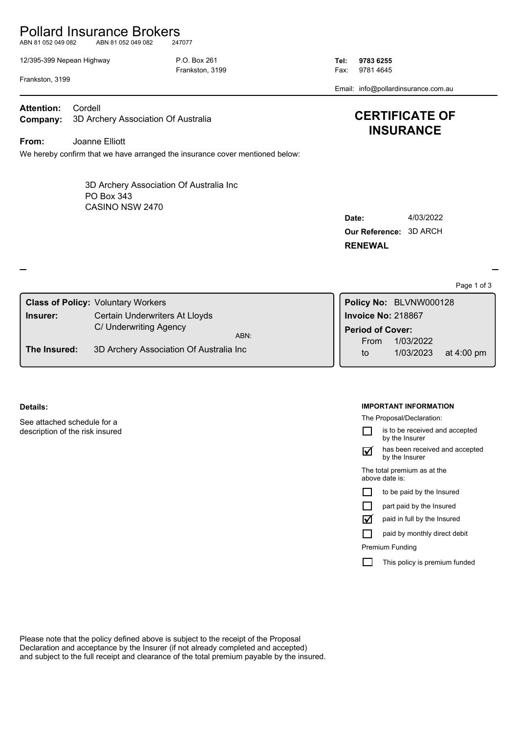# Pollard Insurance Brokers

ABN 81 052 049 082 ABN 81 052 049 082 247077

12/395-399 Nepean Highway
Frankston, 3199

P.O. Box 261
Frankston, 3199

**Tel:** **9783 6255**
Fax: 9781 4645
Email: info@pollardinsurance.com.au

**Attention:** Cordell
**Company:** 3D Archery Association Of Australia

**From:** Joanne Elliott

## CERTIFICATE OF INSURANCE

We hereby confirm that we have arranged the insurance cover mentioned below:

3D Archery Association Of Australia Inc
PO Box 343
CASINO NSW 2470

**Date:** 4/03/2022
**Our Reference:** 3D ARCH
**RENEWAL**

| | |
|---|---|
| **Class of Policy:** | Voluntary Workers |
| **Insurer:** | Certain Underwriters At Lloyds C/ Underwriting Agency |
| ABN: | |
| **The Insured:** | 3D Archery Association Of Australia Inc |

**Policy No:** BLVNW000128
**Invoice No:** 218867
**Period of Cover:**
From 1/03/2022
to 1/03/2023 at 4:00 pm

**Details:**

See attached schedule for a description of the risk insured

**IMPORTANT INFORMATION**

The Proposal/Declaration:

- ☐ is to be received and accepted by the Insurer
- ☑ has been received and accepted by the Insurer

The total premium as at the above date is:

- ☐ to be paid by the Insured
- ☐ part paid by the Insured
- ☑ paid in full by the Insured
- ☐ paid by monthly direct debit

Premium Funding

- ☐ This policy is premium funded

Please note that the policy defined above is subject to the receipt of the Proposal Declaration and acceptance by the Insurer (if not already completed and accepted) and subject to the full receipt and clearance of the total premium payable by the insured.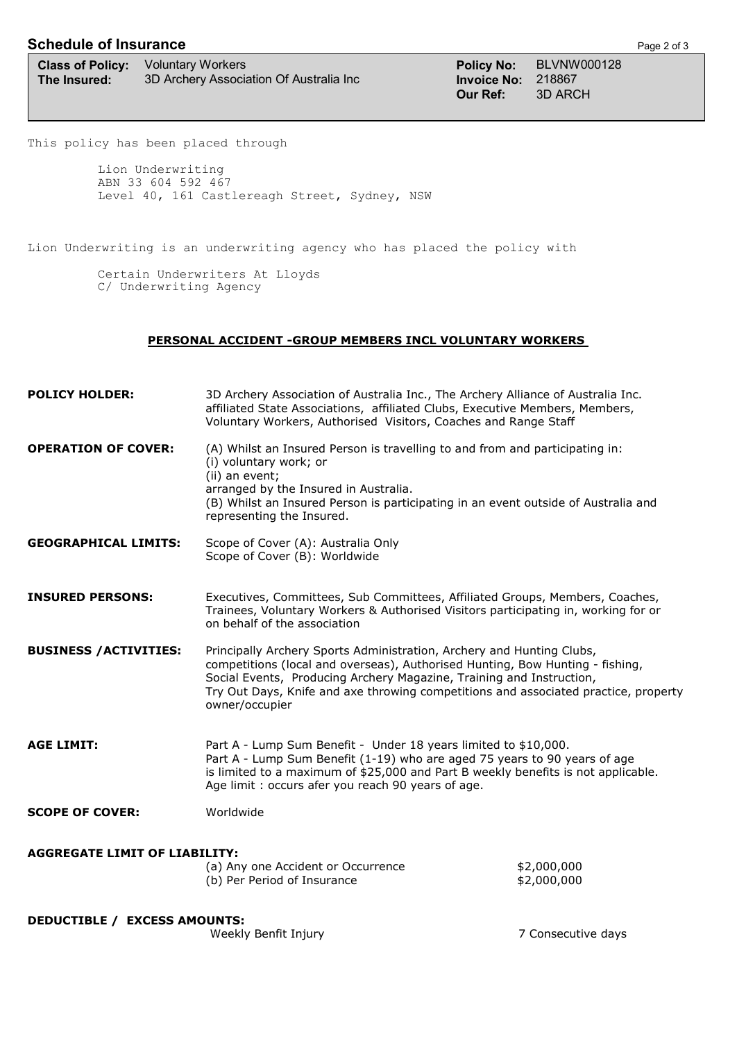## Schedule of Insurance

| | | | |
|---|---|---|---|
| **Class of Policy:** | Voluntary Workers | **Policy No:** | BLVNW000128 |
| **The Insured:** | 3D Archery Association Of Australia Inc | **Invoice No:** | 218867 |
| | | **Our Ref:** | 3D ARCH |

This policy has been placed through

Lion Underwriting
ABN 33 604 592 467
Level 40, 161 Castlereagh Street, Sydney, NSW

Lion Underwriting is an underwriting agency who has placed the policy with

Certain Underwriters At Lloyds
C/ Underwriting Agency

### PERSONAL ACCIDENT -GROUP MEMBERS INCL VOLUNTARY WORKERS

**POLICY HOLDER:** 3D Archery Association of Australia Inc., The Archery Alliance of Australia Inc. affiliated State Associations, affiliated Clubs, Executive Members, Members, Voluntary Workers, Authorised Visitors, Coaches and Range Staff

**OPERATION OF COVER:** (A) Whilst an Insured Person is travelling to and from and participating in:
(i) voluntary work; or
(ii) an event;
arranged by the Insured in Australia.
(B) Whilst an Insured Person is participating in an event outside of Australia and representing the Insured.

**GEOGRAPHICAL LIMITS:** Scope of Cover (A): Australia Only
Scope of Cover (B): Worldwide

**INSURED PERSONS:** Executives, Committees, Sub Committees, Affiliated Groups, Members, Coaches, Trainees, Voluntary Workers & Authorised Visitors participating in, working for or on behalf of the association

**BUSINESS /ACTIVITIES:** Principally Archery Sports Administration, Archery and Hunting Clubs, competitions (local and overseas), Authorised Hunting, Bow Hunting - fishing, Social Events, Producing Archery Magazine, Training and Instruction, Try Out Days, Knife and axe throwing competitions and associated practice, property owner/occupier

**AGE LIMIT:** Part A - Lump Sum Benefit - Under 18 years limited to $10,000.
Part A - Lump Sum Benefit (1-19) who are aged 75 years to 90 years of age is limited to a maximum of $25,000 and Part B weekly benefits is not applicable.
Age limit : occurs afer you reach 90 years of age.

**SCOPE OF COVER:** Worldwide

**AGGREGATE LIMIT OF LIABILITY:**

| | |
|---|---|
| (a) Any one Accident or Occurrence | $2,000,000 |
| (b) Per Period of Insurance | $2,000,000 |

**DEDUCTIBLE / EXCESS AMOUNTS:**

| | |
|---|---|
| Weekly Benfit Injury | 7 Consecutive days |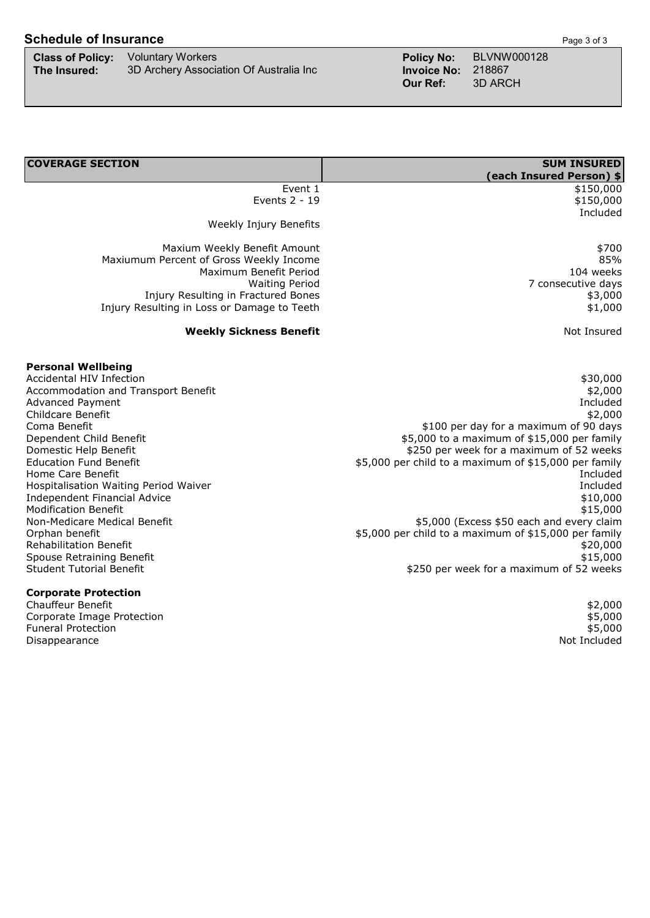# Schedule of Insurance

| | | | |
|---|---|---|---|
| **Class of Policy:** | Voluntary Workers | **Policy No:** | BLVNW000128 |
| **The Insured:** | 3D Archery Association Of Australia Inc | **Invoice No:** | 218867 |
| | | **Our Ref:** | 3D ARCH |

| COVERAGE SECTION | SUM INSURED (each Insured Person) $ |
|---|---|
| Event 1 | $150,000 |
| Events 2 - 19 | $150,000 |
| Weekly Injury Benefits | Included |
| Maxium Weekly Benefit Amount | $700 |
| Maxiumum Percent of Gross Weekly Income | 85% |
| Maximum Benefit Period | 104 weeks |
| Waiting Period | 7 consecutive days |
| Injury Resulting in Fractured Bones | $3,000 |
| Injury Resulting in Loss or Damage to Teeth | $1,000 |
| **Weekly Sickness Benefit** | Not Insured |

**Personal Wellbeing**

| | |
|---|---|
| Accidental HIV Infection | $30,000 |
| Accommodation and Transport Benefit | $2,000 |
| Advanced Payment | Included |
| Childcare Benefit | $2,000 |
| Coma Benefit | $100 per day for a maximum of 90 days |
| Dependent Child Benefit | $5,000 to a maximum of $15,000 per family |
| Domestic Help Benefit | $250 per week for a maximum of 52 weeks |
| Education Fund Benefit | $5,000 per child to a maximum of $15,000 per family |
| Home Care Benefit | Included |
| Hospitalisation Waiting Period Waiver | Included |
| Independent Financial Advice | $10,000 |
| Modification Benefit | $15,000 |
| Non-Medicare Medical Benefit | $5,000 (Excess $50 each and every claim |
| Orphan benefit | $5,000 per child to a maximum of $15,000 per family |
| Rehabilitation Benefit | $20,000 |
| Spouse Retraining Benefit | $15,000 |
| Student Tutorial Benefit | $250 per week for a maximum of 52 weeks |

**Corporate Protection**

| | |
|---|---|
| Chauffeur Benefit | $2,000 |
| Corporate Image Protection | $5,000 |
| Funeral Protection | $5,000 |
| Disappearance | Not Included |